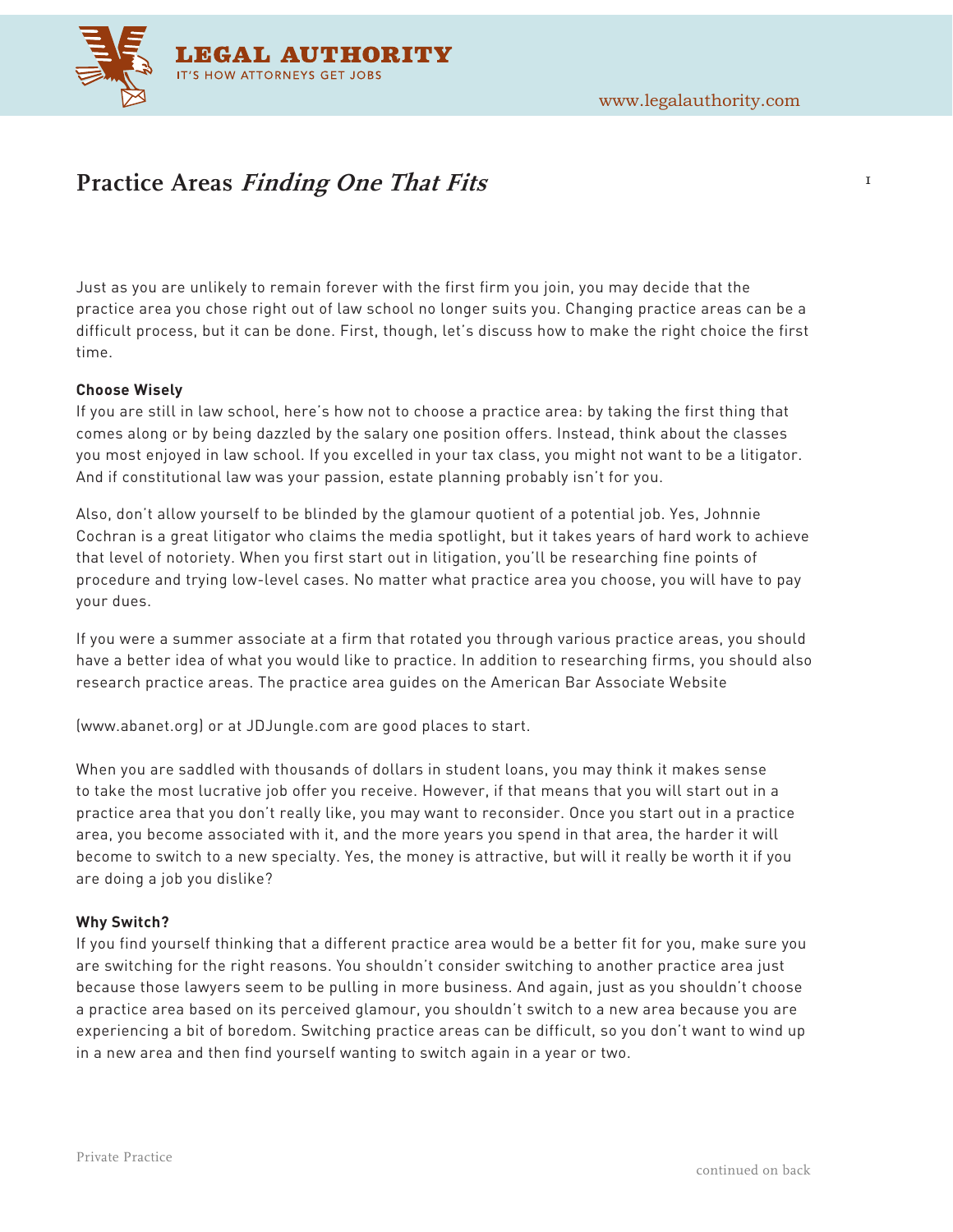# Practice Areas *Finding One That Fits*

Just as you are unlikely to remain forever with the first firm you join, you may decide that the practice area you chose right out of law school no longer suits you. Changing practice areas can be a difficult process, but it can be done. First, though, let's discuss how to make the right choice the first time.

**Choose Wisely**

If you are still in law school, here's how not to choose a practice area: by taking the first thing that comes along or by being dazzled by the salary one position offers. Instead, think about the classes you most enjoyed in law school. If you excelled in your tax class, you might not want to be a litigator. And if constitutional law was your passion, estate planning probably isn't for you.

Also, don't allow yourself to be blinded by the glamour quotient of a potential job. Yes, Johnnie Cochran is a great litigator who claims the media spotlight, but it takes years of hard work to achieve that level of notoriety. When you first start out in litigation, you'll be researching fine points of procedure and trying low-level cases. No matter what practice area you choose, you will have to pay your dues.

If you were a summer associate at a firm that rotated you through various practice areas, you should have a better idea of what you would like to practice. In addition to researching firms, you should also research practice areas. The practice area guides on the American Bar Associate Website

(www.abanet.org) or at JDJungle.com are good places to start.

When you are saddled with thousands of dollars in student loans, you may think it makes sense to take the most lucrative job offer you receive. However, if that means that you will start out in a practice area that you don't really like, you may want to reconsider. Once you start out in a practice area, you become associated with it, and the more years you spend in that area, the harder it will become to switch to a new specialty. Yes, the money is attractive, but will it really be worth it if you are doing a job you dislike?

**Why Switch?**

If you find yourself thinking that a different practice area would be a better fit for you, make sure you are switching for the right reasons. You shouldn't consider switching to another practice area just because those lawyers seem to be pulling in more business. And again, just as you shouldn't choose a practice area based on its perceived glamour, you shouldn't switch to a new area because you are experiencing a bit of boredom. Switching practice areas can be difficult, so you don't want to wind up in a new area and then find yourself wanting to switch again in a year or two.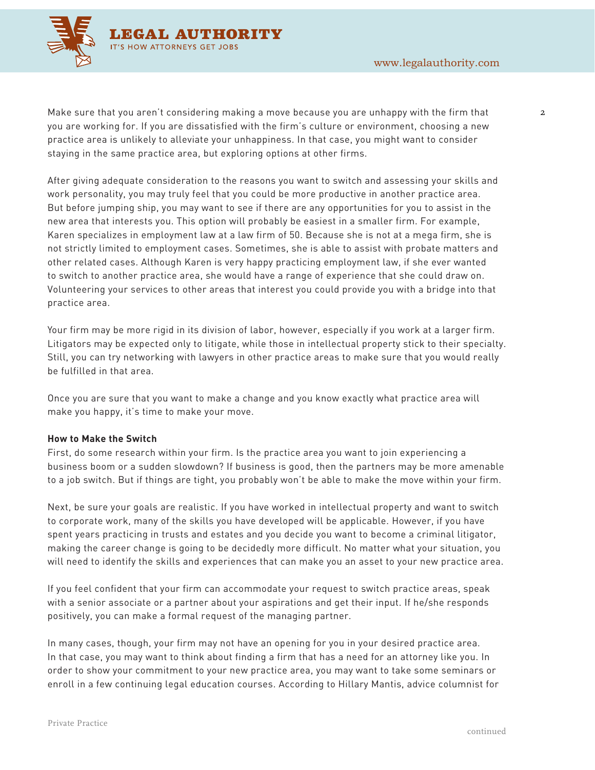Make sure that you aren't considering making a move because you are unhappy with the firm that you are working for. If you are dissatisfied with the firm's culture or environment, choosing a new practice area is unlikely to alleviate your unhappiness. In that case, you might want to consider staying in the same practice area, but exploring options at other firms.

After giving adequate consideration to the reasons you want to switch and assessing your skills and work personality, you may truly feel that you could be more productive in another practice area. But before jumping ship, you may want to see if there are any opportunities for you to assist in the new area that interests you. This option will probably be easiest in a smaller firm. For example, Karen specializes in employment law at a law firm of 50. Because she is not at a mega firm, she is not strictly limited to employment cases. Sometimes, she is able to assist with probate matters and other related cases. Although Karen is very happy practicing employment law, if she ever wanted to switch to another practice area, she would have a range of experience that she could draw on. Volunteering your services to other areas that interest you could provide you with a bridge into that practice area.

Your firm may be more rigid in its division of labor, however, especially if you work at a larger firm. Litigators may be expected only to litigate, while those in intellectual property stick to their specialty. Still, you can try networking with lawyers in other practice areas to make sure that you would really be fulfilled in that area.

Once you are sure that you want to make a change and you know exactly what practice area will make you happy, it's time to make your move.

**How to Make the Switch**

First, do some research within your firm. Is the practice area you want to join experiencing a business boom or a sudden slowdown? If business is good, then the partners may be more amenable to a job switch. But if things are tight, you probably won't be able to make the move within your firm.

Next, be sure your goals are realistic. If you have worked in intellectual property and want to switch to corporate work, many of the skills you have developed will be applicable. However, if you have spent years practicing in trusts and estates and you decide you want to become a criminal litigator, making the career change is going to be decidedly more difficult. No matter what your situation, you will need to identify the skills and experiences that can make you an asset to your new practice area.

If you feel confident that your firm can accommodate your request to switch practice areas, speak with a senior associate or a partner about your aspirations and get their input. If he/she responds positively, you can make a formal request of the managing partner.

In many cases, though, your firm may not have an opening for you in your desired practice area. In that case, you may want to think about finding a firm that has a need for an attorney like you. In order to show your commitment to your new practice area, you may want to take some seminars or enroll in a few continuing legal education courses. According to Hillary Mantis, advice columnist for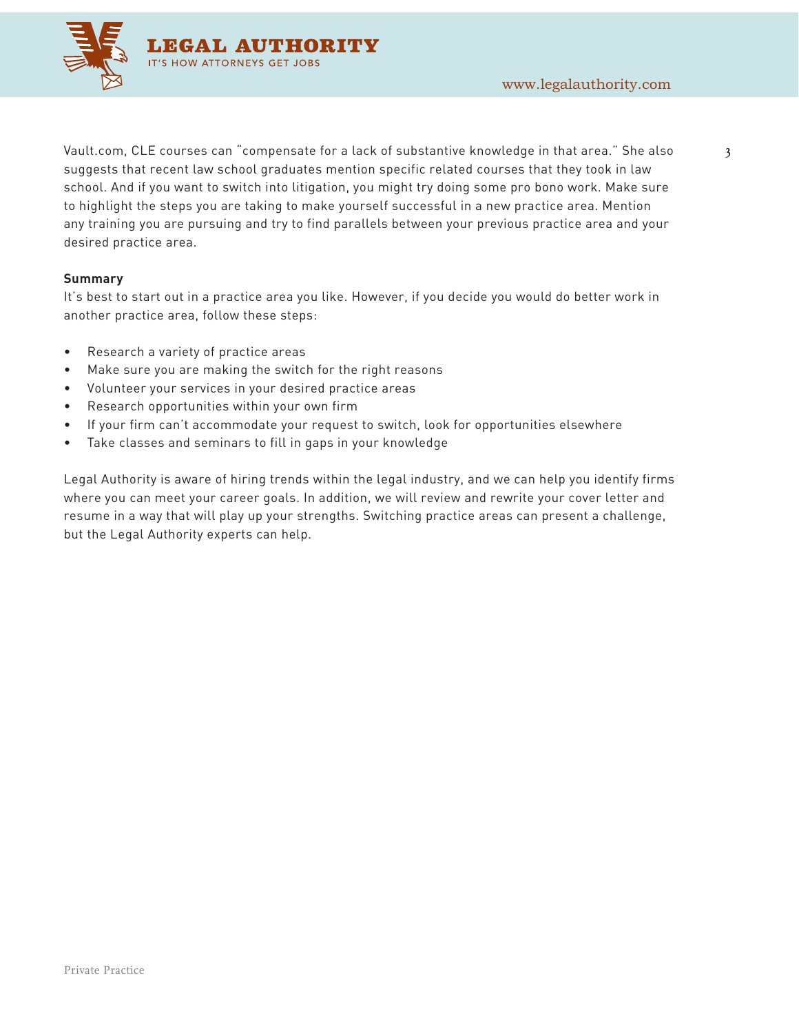Vault.com, CLE courses can "compensate for a lack of substantive knowledge in that area." She also suggests that recent law school graduates mention specific related courses that they took in law school. And if you want to switch into litigation, you might try doing some pro bono work. Make sure to highlight the steps you are taking to make yourself successful in a new practice area. Mention any training you are pursuing and try to find parallels between your previous practice area and your desired practice area.

**Summary**

It's best to start out in a practice area you like. However, if you decide you would do better work in another practice area, follow these steps:

- Research a variety of practice areas
- Make sure you are making the switch for the right reasons
- Volunteer your services in your desired practice areas
- Research opportunities within your own firm
- If your firm can't accommodate your request to switch, look for opportunities elsewhere
- Take classes and seminars to fill in gaps in your knowledge

Legal Authority is aware of hiring trends within the legal industry, and we can help you identify firms where you can meet your career goals. In addition, we will review and rewrite your cover letter and resume in a way that will play up your strengths. Switching practice areas can present a challenge, but the Legal Authority experts can help.